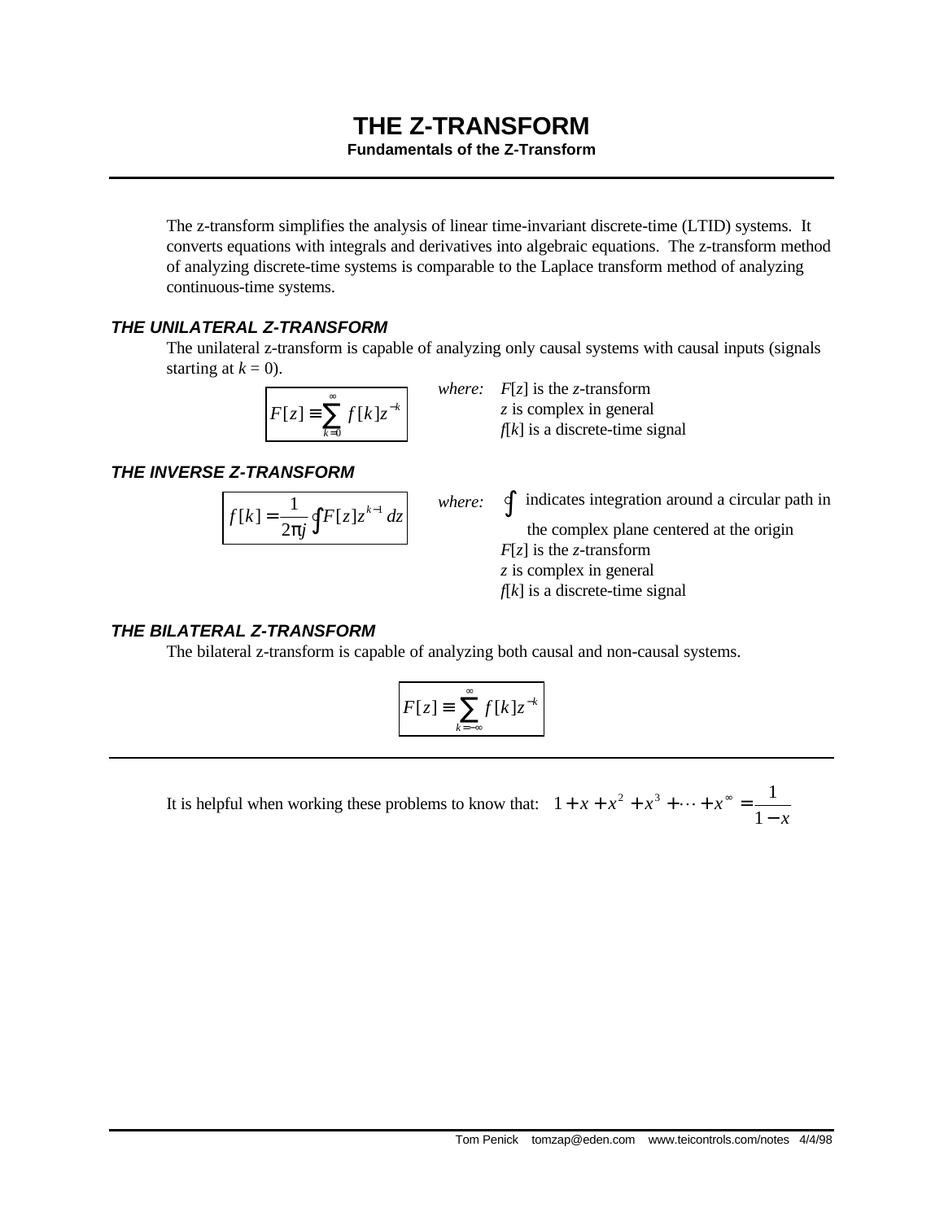# THE Z-TRANSFORM

**Fundamentals of the Z-Transform**

---

The z-transform simplifies the analysis of linear time-invariant discrete-time (LTID) systems. It converts equations with integrals and derivatives into algebraic equations. The z-transform method of analyzing discrete-time systems is comparable to the Laplace transform method of analyzing continuous-time systems.

### THE UNILATERAL Z-TRANSFORM

The unilateral z-transform is capable of analyzing only causal systems with causal inputs (signals starting at $k = 0$).

$$F[z] \equiv \sum_{k=0}^{\infty} f[k] z^{-k}$$

*where:* $F[z]$ is the *z*-transform
$z$ is complex in general
$f[k]$ is a discrete-time signal

### THE INVERSE Z-TRANSFORM

$$f[k] = \frac{1}{2\pi j} \oint F[z] z^{k-1}\, dz$$

*where:* $\oint$ indicates integration around a circular path in the complex plane centered at the origin
$F[z]$ is the *z*-transform
$z$ is complex in general
$f[k]$ is a discrete-time signal

### THE BILATERAL Z-TRANSFORM

The bilateral z-transform is capable of analyzing both causal and non-causal systems.

$$F[z] \equiv \sum_{k=-\infty}^{\infty} f[k] z^{-k}$$

---

It is helpful when working these problems to know that: $1 + x + x^2 + x^3 + \cdots + x^{\infty} = \dfrac{1}{1-x}$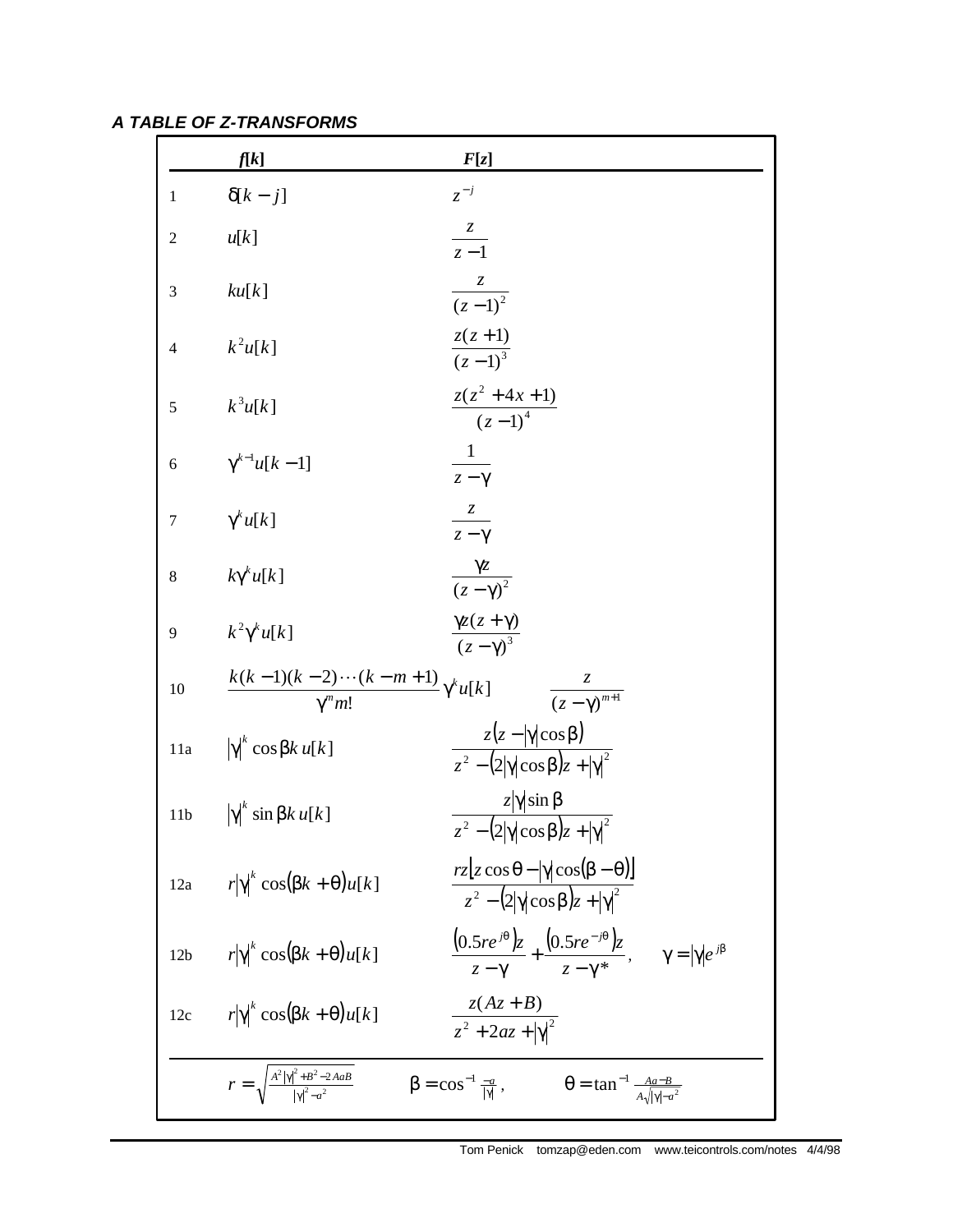### *A TABLE OF Z-TRANSFORMS*

| | $f[k]$ | $F[z]$ |
|---|---|---|
| 1 | $\delta[k-j]$ | $z^{-j}$ |
| 2 | $u[k]$ | $\dfrac{z}{z-1}$ |
| 3 | $ku[k]$ | $\dfrac{z}{(z-1)^2}$ |
| 4 | $k^2u[k]$ | $\dfrac{z(z+1)}{(z-1)^3}$ |
| 5 | $k^3u[k]$ | $\dfrac{z(z^2+4x+1)}{(z-1)^4}$ |
| 6 | $\gamma^{k-1}u[k-1]$ | $\dfrac{1}{z-\gamma}$ |
| 7 | $\gamma^k u[k]$ | $\dfrac{z}{z-\gamma}$ |
| 8 | $k\gamma^k u[k]$ | $\dfrac{\gamma z}{(z-\gamma)^2}$ |
| 9 | $k^2\gamma^k u[k]$ | $\dfrac{\gamma z(z+\gamma)}{(z-\gamma)^3}$ |
| 10 | $\dfrac{k(k-1)(k-2)\cdots(k-m+1)}{\gamma^m m!}\gamma^k u[k]$ | $\dfrac{z}{(z-\gamma)^{m+1}}$ |
| 11a | $\lvert\gamma\rvert^k \cos\beta k\, u[k]$ | $\dfrac{z(z-\lvert\gamma\rvert\cos\beta)}{z^2-(2\lvert\gamma\rvert\cos\beta)z+\lvert\gamma\rvert^2}$ |
| 11b | $\lvert\gamma\rvert^k \sin\beta k\, u[k]$ | $\dfrac{z\lvert\gamma\rvert\sin\beta}{z^2-(2\lvert\gamma\rvert\cos\beta)z+\lvert\gamma\rvert^2}$ |
| 12a | $r\lvert\gamma\rvert^k \cos(\beta k+\theta)u[k]$ | $\dfrac{rz[z\cos\theta-\lvert\gamma\rvert\cos(\beta-\theta)]}{z^2-(2\lvert\gamma\rvert\cos\beta)z+\lvert\gamma\rvert^2}$ |
| 12b | $r\lvert\gamma\rvert^k \cos(\beta k+\theta)u[k]$ | $\dfrac{(0.5re^{j\theta})z}{z-\gamma}+\dfrac{(0.5re^{-j\theta})z}{z-\gamma^*}, \qquad \gamma=\lvert\gamma\rvert e^{j\beta}$ |
| 12c | $r\lvert\gamma\rvert^k \cos(\beta k+\theta)u[k]$ | $\dfrac{z(Az+B)}{z^2+2az+\lvert\gamma\rvert^2}$ |

$$r=\sqrt{\frac{A^2\lvert\gamma\rvert^2+B^2-2AaB}{\lvert\gamma\rvert^2-a^2}} \qquad \beta=\cos^{-1}\frac{-a}{\lvert\gamma\rvert}, \qquad \theta=\tan^{-1}\frac{Aa-B}{A\sqrt{\lvert\gamma\rvert-a^2}}$$

Tom Penick tomzap@eden.com www.teicontrols.com/notes 4/4/98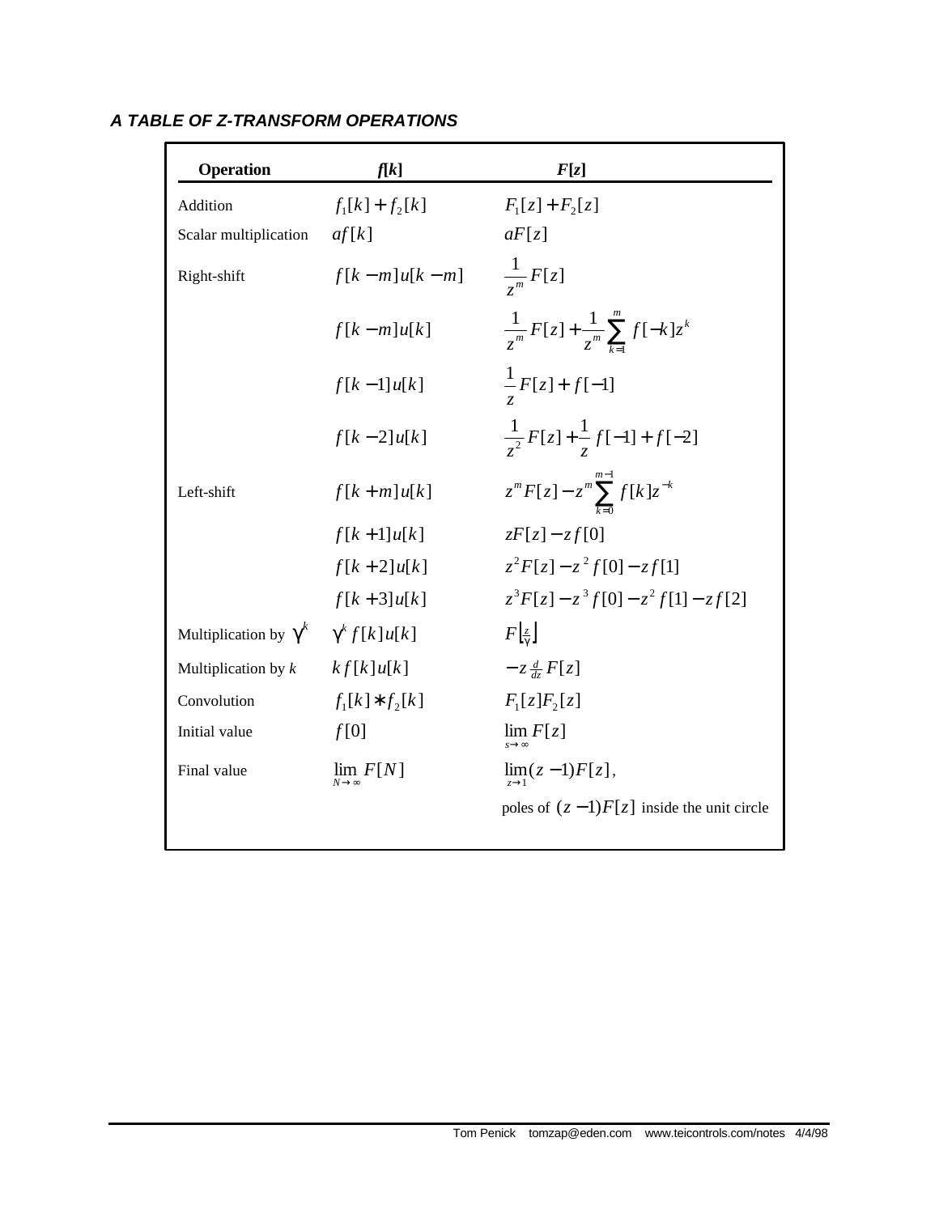### *A TABLE OF Z-TRANSFORM OPERATIONS*

| Operation | $f[k]$ | $F[z]$ |
|---|---|---|
| Addition | $f_1[k] + f_2[k]$ | $F_1[z] + F_2[z]$ |
| Scalar multiplication | $af[k]$ | $aF[z]$ |
| Right-shift | $f[k-m]u[k-m]$ | $\frac{1}{z^m}F[z]$ |
| | $f[k-m]u[k]$ | $\frac{1}{z^m}F[z] + \frac{1}{z^m}\sum_{k=1}^{m} f[-k]z^k$ |
| | $f[k-1]u[k]$ | $\frac{1}{z}F[z] + f[-1]$ |
| | $f[k-2]u[k]$ | $\frac{1}{z^2}F[z] + \frac{1}{z}f[-1] + f[-2]$ |
| Left-shift | $f[k+m]u[k]$ | $z^m F[z] - z^m \sum_{k=0}^{m-1} f[k]z^{-k}$ |
| | $f[k+1]u[k]$ | $zF[z] - zf[0]$ |
| | $f[k+2]u[k]$ | $z^2F[z] - z^2 f[0] - zf[1]$ |
| | $f[k+3]u[k]$ | $z^3F[z] - z^3 f[0] - z^2 f[1] - zf[2]$ |
| Multiplication by $\gamma^k$ | $\gamma^k f[k]u[k]$ | $F\left[\frac{z}{\gamma}\right]$ |
| Multiplication by $k$ | $kf[k]u[k]$ | $-z\frac{d}{dz}F[z]$ |
| Convolution | $f_1[k] * f_2[k]$ | $F_1[z]F_2[z]$ |
| Initial value | $f[0]$ | $\lim_{s\to\infty} F[z]$ |
| Final value | $\lim_{N\to\infty} F[N]$ | $\lim_{z\to 1}(z-1)F[z]$, poles of $(z-1)F[z]$ inside the unit circle |